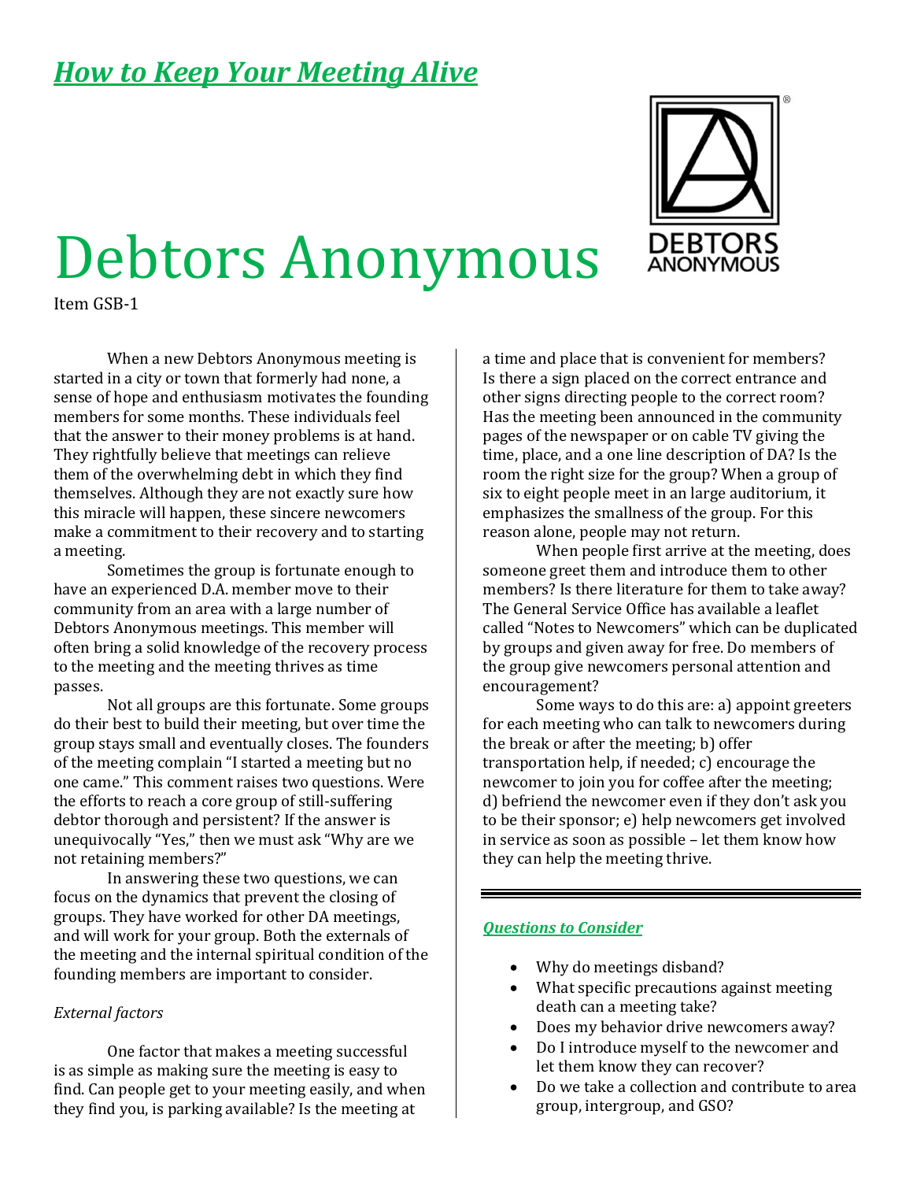## *How to Keep Your Meeting Alive*

# Debtors Anonymous

Item GSB-1

When a new Debtors Anonymous meeting is started in a city or town that formerly had none, a sense of hope and enthusiasm motivates the founding members for some months. These individuals feel that the answer to their money problems is at hand. They rightfully believe that meetings can relieve them of the overwhelming debt in which they find themselves. Although they are not exactly sure how this miracle will happen, these sincere newcomers make a commitment to their recovery and to starting a meeting.

Sometimes the group is fortunate enough to have an experienced D.A. member move to their community from an area with a large number of Debtors Anonymous meetings. This member will often bring a solid knowledge of the recovery process to the meeting and the meeting thrives as time passes.

Not all groups are this fortunate. Some groups do their best to build their meeting, but over time the group stays small and eventually closes. The founders of the meeting complain "I started a meeting but no one came." This comment raises two questions. Were the efforts to reach a core group of still-suffering debtor thorough and persistent? If the answer is unequivocally "Yes," then we must ask "Why are we not retaining members?"

In answering these two questions, we can focus on the dynamics that prevent the closing of groups. They have worked for other DA meetings, and will work for your group. Both the externals of the meeting and the internal spiritual condition of the founding members are important to consider.

*External factors*

One factor that makes a meeting successful is as simple as making sure the meeting is easy to find. Can people get to your meeting easily, and when they find you, is parking available? Is the meeting at a time and place that is convenient for members? Is there a sign placed on the correct entrance and other signs directing people to the correct room? Has the meeting been announced in the community pages of the newspaper or on cable TV giving the time, place, and a one line description of DA? Is the room the right size for the group? When a group of six to eight people meet in an large auditorium, it emphasizes the smallness of the group. For this reason alone, people may not return.

When people first arrive at the meeting, does someone greet them and introduce them to other members? Is there literature for them to take away? The General Service Office has available a leaflet called "Notes to Newcomers" which can be duplicated by groups and given away for free. Do members of the group give newcomers personal attention and encouragement?

Some ways to do this are: a) appoint greeters for each meeting who can talk to newcomers during the break or after the meeting; b) offer transportation help, if needed; c) encourage the newcomer to join you for coffee after the meeting; d) befriend the newcomer even if they don't ask you to be their sponsor; e) help newcomers get involved in service as soon as possible – let them know how they can help the meeting thrive.

---

### *Questions to Consider*

- Why do meetings disband?
- What specific precautions against meeting death can a meeting take?
- Does my behavior drive newcomers away?
- Do I introduce myself to the newcomer and let them know they can recover?
- Do we take a collection and contribute to area group, intergroup, and GSO?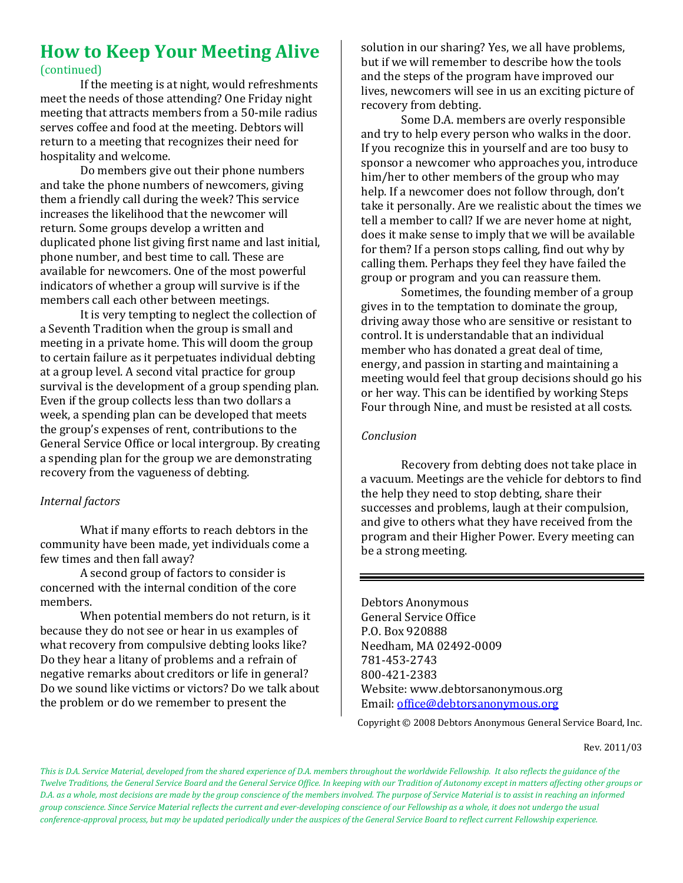## How to Keep Your Meeting Alive

(continued)

If the meeting is at night, would refreshments meet the needs of those attending? One Friday night meeting that attracts members from a 50-mile radius serves coffee and food at the meeting. Debtors will return to a meeting that recognizes their need for hospitality and welcome.

Do members give out their phone numbers and take the phone numbers of newcomers, giving them a friendly call during the week? This service increases the likelihood that the newcomer will return. Some groups develop a written and duplicated phone list giving first name and last initial, phone number, and best time to call. These are available for newcomers. One of the most powerful indicators of whether a group will survive is if the members call each other between meetings.

It is very tempting to neglect the collection of a Seventh Tradition when the group is small and meeting in a private home. This will doom the group to certain failure as it perpetuates individual debting at a group level. A second vital practice for group survival is the development of a group spending plan. Even if the group collects less than two dollars a week, a spending plan can be developed that meets the group's expenses of rent, contributions to the General Service Office or local intergroup. By creating a spending plan for the group we are demonstrating recovery from the vagueness of debting.

*Internal factors*

What if many efforts to reach debtors in the community have been made, yet individuals come a few times and then fall away?

A second group of factors to consider is concerned with the internal condition of the core members.

When potential members do not return, is it because they do not see or hear in us examples of what recovery from compulsive debting looks like? Do they hear a litany of problems and a refrain of negative remarks about creditors or life in general? Do we sound like victims or victors? Do we talk about the problem or do we remember to present the solution in our sharing? Yes, we all have problems, but if we will remember to describe how the tools and the steps of the program have improved our lives, newcomers will see in us an exciting picture of recovery from debting.

Some D.A. members are overly responsible and try to help every person who walks in the door. If you recognize this in yourself and are too busy to sponsor a newcomer who approaches you, introduce him/her to other members of the group who may help. If a newcomer does not follow through, don't take it personally. Are we realistic about the times we tell a member to call? If we are never home at night, does it make sense to imply that we will be available for them? If a person stops calling, find out why by calling them. Perhaps they feel they have failed the group or program and you can reassure them.

Sometimes, the founding member of a group gives in to the temptation to dominate the group, driving away those who are sensitive or resistant to control. It is understandable that an individual member who has donated a great deal of time, energy, and passion in starting and maintaining a meeting would feel that group decisions should go his or her way. This can be identified by working Steps Four through Nine, and must be resisted at all costs.

*Conclusion*

Recovery from debting does not take place in a vacuum. Meetings are the vehicle for debtors to find the help they need to stop debting, share their successes and problems, laugh at their compulsion, and give to others what they have received from the program and their Higher Power. Every meeting can be a strong meeting.

---

Debtors Anonymous  
General Service Office  
P.O. Box 920888  
Needham, MA 02492-0009  
781-453-2743  
800-421-2383  
Website: www.debtorsanonymous.org  
Email: office@debtorsanonymous.org

Copyright © 2008 Debtors Anonymous General Service Board, Inc.

Rev. 2011/03

*This is D.A. Service Material, developed from the shared experience of D.A. members throughout the worldwide Fellowship. It also reflects the guidance of the Twelve Traditions, the General Service Board and the General Service Office. In keeping with our Tradition of Autonomy except in matters affecting other groups or D.A. as a whole, most decisions are made by the group conscience of the members involved. The purpose of Service Material is to assist in reaching an informed group conscience. Since Service Material reflects the current and ever-developing conscience of our Fellowship as a whole, it does not undergo the usual conference-approval process, but may be updated periodically under the auspices of the General Service Board to reflect current Fellowship experience.*